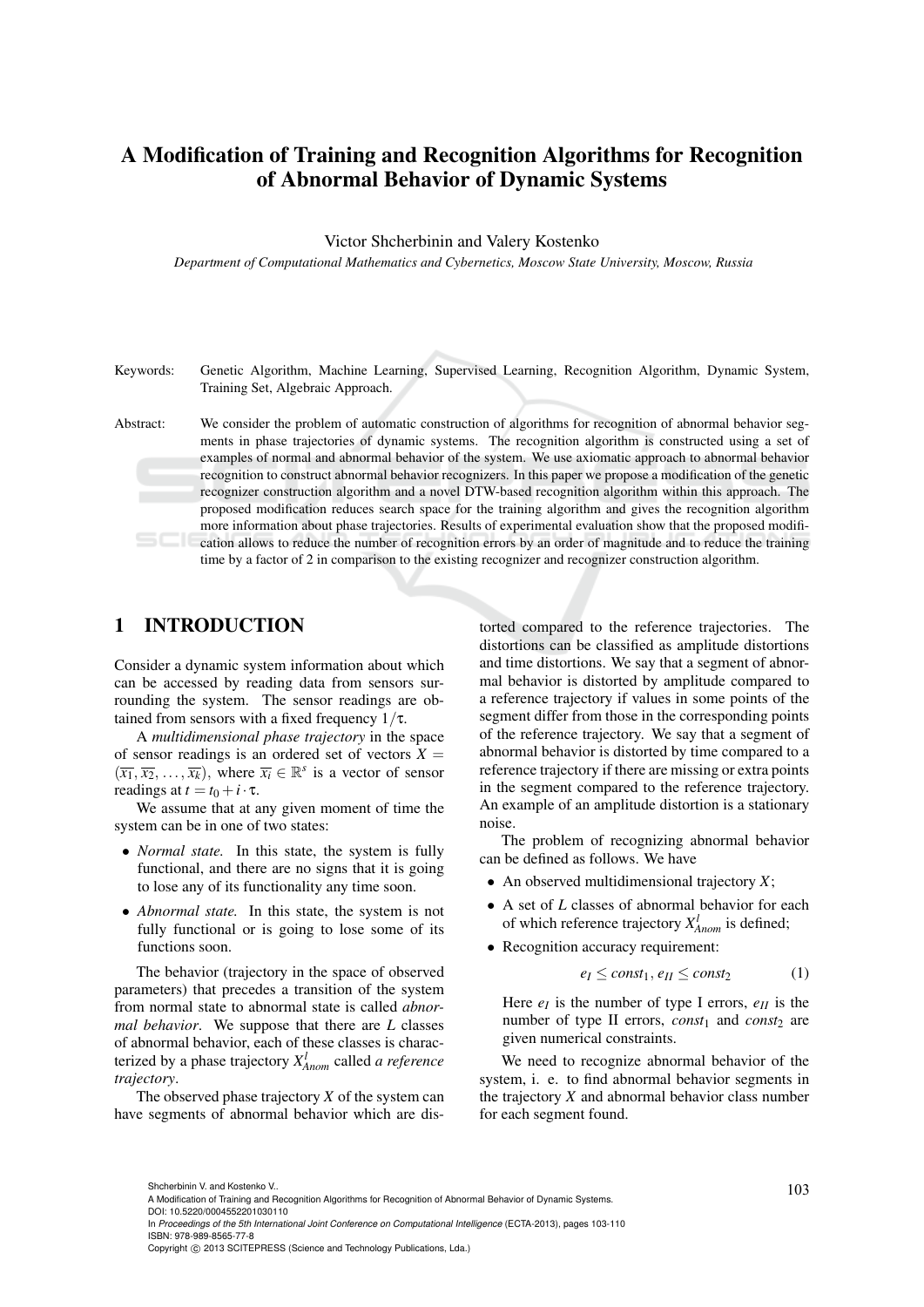# A Modification of Training and Recognition Algorithms for Recognition of Abnormal Behavior of Dynamic Systems

Victor Shcherbinin and Valery Kostenko

*Department of Computational Mathematics and Cybernetics, Moscow State University, Moscow, Russia*

Keywords: Genetic Algorithm, Machine Learning, Supervised Learning, Recognition Algorithm, Dynamic System, Training Set, Algebraic Approach.

Abstract: We consider the problem of automatic construction of algorithms for recognition of abnormal behavior segments in phase trajectories of dynamic systems. The recognition algorithm is constructed using a set of examples of normal and abnormal behavior of the system. We use axiomatic approach to abnormal behavior recognition to construct abnormal behavior recognizers. In this paper we propose a modification of the genetic recognizer construction algorithm and a novel DTW-based recognition algorithm within this approach. The proposed modification reduces search space for the training algorithm and gives the recognition algorithm more information about phase trajectories. Results of experimental evaluation show that the proposed modification allows to reduce the number of recognition errors by an order of magnitude and to reduce the training time by a factor of 2 in comparison to the existing recognizer and recognizer construction algorithm.

## 1 INTRODUCTION

Consider a dynamic system information about which can be accessed by reading data from sensors surrounding the system. The sensor readings are obtained from sensors with a fixed frequency $1/\tau$.

A *multidimensional phase trajectory* in the space of sensor readings is an ordered set of vectors $X = (\overline{x_1}, \overline{x_2}, \ldots, \overline{x_k})$, where $\overline{x_i} \in \mathbb{R}^s$ is a vector of sensor readings at $t = t_0 + i \cdot \tau$.

We assume that at any given moment of time the system can be in one of two states:

- *Normal state.* In this state, the system is fully functional, and there are no signs that it is going to lose any of its functionality any time soon.
- *Abnormal state.* In this state, the system is not fully functional or is going to lose some of its functions soon.

The behavior (trajectory in the space of observed parameters) that precedes a transition of the system from normal state to abnormal state is called *abnormal behavior*. We suppose that there are $L$ classes of abnormal behavior, each of these classes is characterized by a phase trajectory $X^l_{Anom}$ called *a reference trajectory*.

The observed phase trajectory $X$ of the system can have segments of abnormal behavior which are distorted compared to the reference trajectories. The distortions can be classified as amplitude distortions and time distortions. We say that a segment of abnormal behavior is distorted by amplitude compared to a reference trajectory if values in some points of the segment differ from those in the corresponding points of the reference trajectory. We say that a segment of abnormal behavior is distorted by time compared to a reference trajectory if there are missing or extra points in the segment compared to the reference trajectory. An example of an amplitude distortion is a stationary noise.

The problem of recognizing abnormal behavior can be defined as follows. We have

- An observed multidimensional trajectory $X$;
- A set of $L$ classes of abnormal behavior for each of which reference trajectory $X^l_{Anom}$ is defined;
- Recognition accuracy requirement:

$$e_I \leq const_1, e_{II} \leq const_2 \qquad (1)$$

  Here $e_I$ is the number of type I errors, $e_{II}$ is the number of type II errors, $const_1$ and $const_2$ are given numerical constraints.

We need to recognize abnormal behavior of the system, i. e. to find abnormal behavior segments in the trajectory $X$ and abnormal behavior class number for each segment found.

Shcherbinin V. and Kostenko V..
A Modification of Training and Recognition Algorithms for Recognition of Abnormal Behavior of Dynamic Systems.
DOI: 10.5220/0004552201030110
In *Proceedings of the 5th International Joint Conference on Computational Intelligence* (ECTA-2013), pages 103-110
ISBN: 978-989-8565-77-8
Copyright © 2013 SCITEPRESS (Science and Technology Publications, Lda.)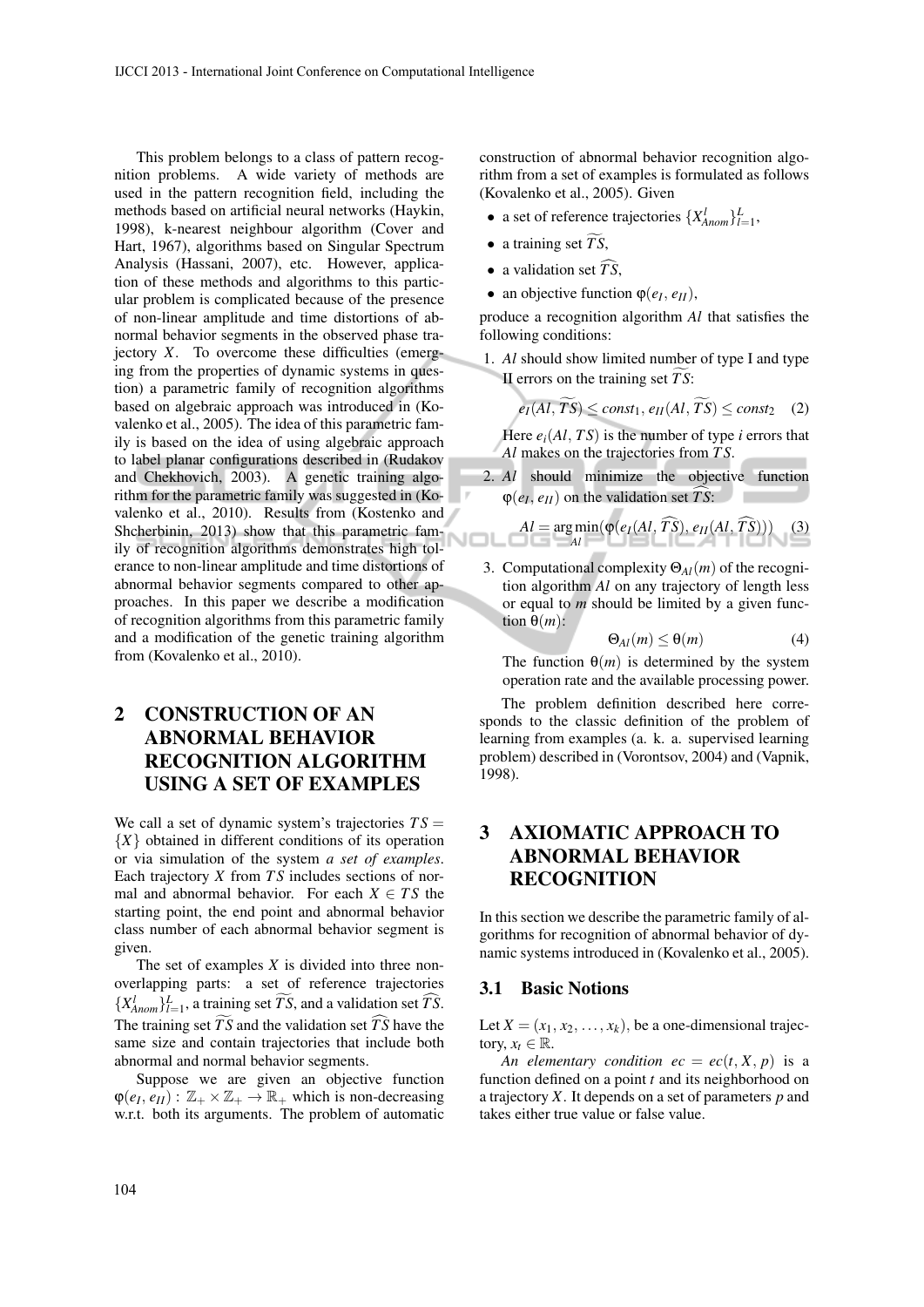This problem belongs to a class of pattern recognition problems. A wide variety of methods are used in the pattern recognition field, including the methods based on artificial neural networks (Haykin, 1998), k-nearest neighbour algorithm (Cover and Hart, 1967), algorithms based on Singular Spectrum Analysis (Hassani, 2007), etc. However, application of these methods and algorithms to this particular problem is complicated because of the presence of non-linear amplitude and time distortions of abnormal behavior segments in the observed phase trajectory $X$. To overcome these difficulties (emerging from the properties of dynamic systems in question) a parametric family of recognition algorithms based on algebraic approach was introduced in (Kovalenko et al., 2005). The idea of this parametric family is based on the idea of using algebraic approach to label planar configurations described in (Rudakov and Chekhovich, 2003). A genetic training algorithm for the parametric family was suggested in (Kovalenko et al., 2010). Results from (Kostenko and Shcherbinin, 2013) show that this parametric family of recognition algorithms demonstrates high tolerance to non-linear amplitude and time distortions of abnormal behavior segments compared to other approaches. In this paper we describe a modification of recognition algorithms from this parametric family and a modification of the genetic training algorithm from (Kovalenko et al., 2010).

## 2 CONSTRUCTION OF AN ABNORMAL BEHAVIOR RECOGNITION ALGORITHM USING A SET OF EXAMPLES

We call a set of dynamic system's trajectories $TS = \{X\}$ obtained in different conditions of its operation or via simulation of the system *a set of examples*. Each trajectory $X$ from $TS$ includes sections of normal and abnormal behavior. For each $X \in TS$ the starting point, the end point and abnormal behavior class number of each abnormal behavior segment is given.

The set of examples $X$ is divided into three non-overlapping parts: a set of reference trajectories $\{X^l_{Anom}\}^L_{l=1}$, a training set $\widetilde{TS}$, and a validation set $\widehat{TS}$. The training set $\widetilde{TS}$ and the validation set $\widehat{TS}$ have the same size and contain trajectories that include both abnormal and normal behavior segments.

Suppose we are given an objective function $\varphi(e_I, e_{II}) : \mathbb{Z}_+ \times \mathbb{Z}_+ \to \mathbb{R}_+$ which is non-decreasing w.r.t. both its arguments. The problem of automatic construction of abnormal behavior recognition algorithm from a set of examples is formulated as follows (Kovalenko et al., 2005). Given

- a set of reference trajectories $\{X^l_{Anom}\}^L_{l=1}$,
- a training set $\widetilde{TS}$,
- a validation set $\widehat{TS}$,
- an objective function $\varphi(e_I, e_{II})$,

produce a recognition algorithm $Al$ that satisfies the following conditions:

1. $Al$ should show limited number of type I and type II errors on the training set $\widetilde{TS}$:

$$e_I(Al, \widetilde{TS}) \leq const_1,\ e_{II}(Al, \widetilde{TS}) \leq const_2 \quad (2)$$

   Here $e_i(Al, TS)$ is the number of type $i$ errors that $Al$ makes on the trajectories from $TS$.

2. $Al$ should minimize the objective function $\varphi(e_I, e_{II})$ on the validation set $\widehat{TS}$:

$$Al = \arg\min_{Al}(\varphi(e_I(Al, \widehat{TS}), e_{II}(Al, \widehat{TS}))) \quad (3)$$

3. Computational complexity $\Theta_{Al}(m)$ of the recognition algorithm $Al$ on any trajectory of length less or equal to $m$ should be limited by a given function $\theta(m)$:

$$\Theta_{Al}(m) \leq \theta(m) \quad (4)$$

   The function $\theta(m)$ is determined by the system operation rate and the available processing power.

The problem definition described here corresponds to the classic definition of the problem of learning from examples (a. k. a. supervised learning problem) described in (Vorontsov, 2004) and (Vapnik, 1998).

## 3 AXIOMATIC APPROACH TO ABNORMAL BEHAVIOR RECOGNITION

In this section we describe the parametric family of algorithms for recognition of abnormal behavior of dynamic systems introduced in (Kovalenko et al., 2005).

### 3.1 Basic Notions

Let $X = (x_1, x_2, \ldots, x_k)$, be a one-dimensional trajectory, $x_t \in \mathbb{R}$.

*An elementary condition* $ec = ec(t, X, p)$ is a function defined on a point $t$ and its neighborhood on a trajectory $X$. It depends on a set of parameters $p$ and takes either true value or false value.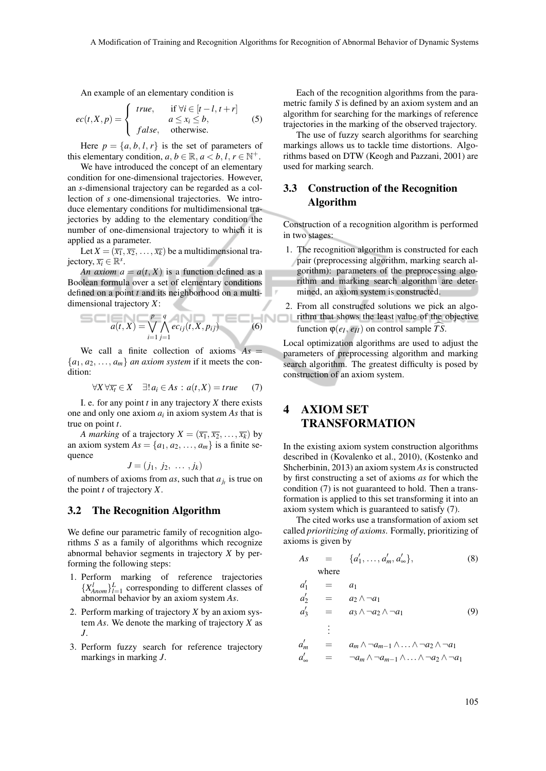An example of an elementary condition is

$$ec(t, X, p) = \begin{cases} true, & \text{if } \forall i \in [t-l, t+r] \\ & a \leq x_i \leq b, \\ false, & \text{otherwise.} \end{cases} \tag{5}$$

Here $p = \{a, b, l, r\}$ is the set of parameters of this elementary condition, $a, b \in \mathbb{R}$, $a < b$, $l, r \in \mathbb{N}^+$.

We have introduced the concept of an elementary condition for one-dimensional trajectories. However, an $s$-dimensional trajectory can be regarded as a collection of $s$ one-dimensional trajectories. We introduce elementary conditions for multidimensional trajectories by adding to the elementary condition the number of one-dimensional trajectory to which it is applied as a parameter.

Let $X = (\overline{x_1}, \overline{x_2}, \ldots, \overline{x_k})$ be a multidimensional trajectory, $\overline{x_i} \in \mathbb{R}^s$.

*An axiom* $a = a(t, X)$ is a function defined as a Boolean formula over a set of elementary conditions defined on a point $t$ and its neighborhood on a multidimensional trajectory $X$:

$$a(t, X) = \bigvee_{i=1}^{p} \bigwedge_{j=1}^{q} ec_{ij}(t, X, p_{ij}) \tag{6}$$

We call a finite collection of axioms $As = \{a_1, a_2, \ldots, a_m\}$ *an axiom system* if it meets the condition:

$$\forall X\, \forall \overline{x_t} \in X \quad \exists!\, a_i \in As : a(t, X) = true \tag{7}$$

I. e. for any point $t$ in any trajectory $X$ there exists one and only one axiom $a_i$ in axiom system $As$ that is true on point $t$.

*A marking* of a trajectory $X = (\overline{x_1}, \overline{x_2}, \ldots, \overline{x_k})$ by an axiom system $As = \{a_1, a_2, \ldots, a_m\}$ is a finite sequence

$$J = (j_1,\ j_2,\ \ldots\ , j_k)$$

of numbers of axioms from $as$, such that $a_{j_t}$ is true on the point $t$ of trajectory $X$.

### 3.2 The Recognition Algorithm

We define our parametric family of recognition algorithms $S$ as a family of algorithms which recognize abnormal behavior segments in trajectory $X$ by performing the following steps:

1. Perform marking of reference trajectories $\{X_{Anom}^l\}_{l=1}^L$ corresponding to different classes of abnormal behavior by an axiom system $As$.
2. Perform marking of trajectory $X$ by an axiom system $As$. We denote the marking of trajectory $X$ as $J$.
3. Perform fuzzy search for reference trajectory markings in marking $J$.

Each of the recognition algorithms from the parametric family $S$ is defined by an axiom system and an algorithm for searching for the markings of reference trajectories in the marking of the observed trajectory.

The use of fuzzy search algorithms for searching markings allows us to tackle time distortions. Algorithms based on DTW (Keogh and Pazzani, 2001) are used for marking search.

### 3.3 Construction of the Recognition Algorithm

Construction of a recognition algorithm is performed in two stages:

1. The recognition algorithm is constructed for each pair (preprocessing algorithm, marking search algorithm): parameters of the preprocessing algorithm and marking search algorithm are determined, an axiom system is constructed.
2. From all constructed solutions we pick an algorithm that shows the least value of the objective function $\varphi(e_I, e_{II})$ on control sample $\widehat{TS}$.

Local optimization algorithms are used to adjust the parameters of preprocessing algorithm and marking search algorithm. The greatest difficulty is posed by construction of an axiom system.

## 4 AXIOM SET TRANSFORMATION

In the existing axiom system construction algorithms described in (Kovalenko et al., 2010), (Kostenko and Shcherbinin, 2013) an axiom system $As$ is constructed by first constructing a set of axioms $as$ for which the condition (7) is not guaranteed to hold. Then a transformation is applied to this set transforming it into an axiom system which is guaranteed to satisfy (7).

The cited works use a transformation of axiom set called *prioritizing of axioms*. Formally, prioritizing of axioms is given by

$$As = \{a_1', \ldots, a_m', a_\infty'\}, \tag{8}$$

where

$$\begin{aligned} a_1' &= a_1 \\ a_2' &= a_2 \wedge \neg a_1 \\ a_3' &= a_3 \wedge \neg a_2 \wedge \neg a_1 \\ &\vdots \\ a_m' &= a_m \wedge \neg a_{m-1} \wedge \ldots \wedge \neg a_2 \wedge \neg a_1 \\ a_\infty' &= \neg a_m \wedge \neg a_{m-1} \wedge \ldots \wedge \neg a_2 \wedge \neg a_1 \end{aligned} \tag{9}$$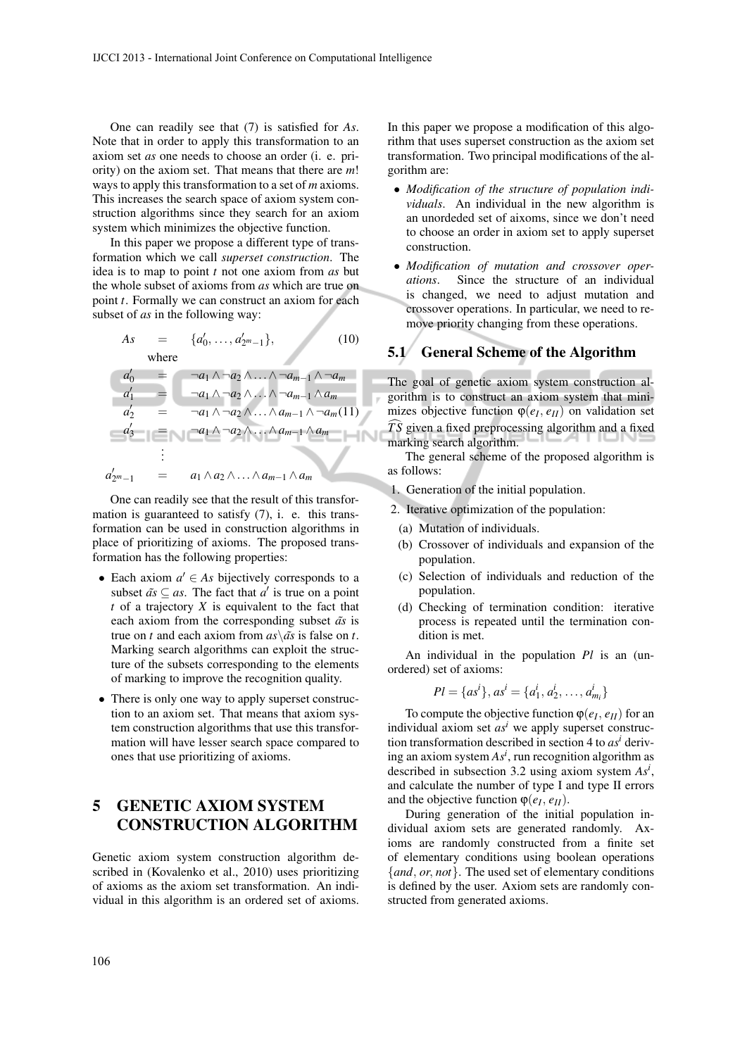One can readily see that (7) is satisfied for $As$. Note that in order to apply this transformation to an axiom set $as$ one needs to choose an order (i. e. priority) on the axiom set. That means that there are $m!$ ways to apply this transformation to a set of $m$ axioms. This increases the search space of axiom system construction algorithms since they search for an axiom system which minimizes the objective function.

In this paper we propose a different type of transformation which we call *superset construction*. The idea is to map to point $t$ not one axiom from $as$ but the whole subset of axioms from $as$ which are true on point $t$. Formally we can construct an axiom for each subset of $as$ in the following way:

$$As = \{a'_0, \ldots, a'_{2^m-1}\}, \tag{10}$$

where

$$\begin{aligned} a'_0 &= \neg a_1 \wedge \neg a_2 \wedge \ldots \wedge \neg a_{m-1} \wedge \neg a_m \\ a'_1 &= \neg a_1 \wedge \neg a_2 \wedge \ldots \wedge \neg a_{m-1} \wedge a_m \\ a'_2 &= \neg a_1 \wedge \neg a_2 \wedge \ldots \wedge a_{m-1} \wedge \neg a_m \\ a'_3 &= \neg a_1 \wedge \neg a_2 \wedge \ldots \wedge a_{m-1} \wedge a_m \\ &\vdots \\ a'_{2^m-1} &= a_1 \wedge a_2 \wedge \ldots \wedge a_{m-1} \wedge a_m \end{aligned} \tag{11}$$

One can readily see that the result of this transformation is guaranteed to satisfy (7), i. e. this transformation can be used in construction algorithms in place of prioritizing of axioms. The proposed transformation has the following properties:

- Each axiom $a' \in As$ bijectively corresponds to a subset $\tilde{as} \subseteq as$. The fact that $a'$ is true on a point $t$ of a trajectory $X$ is equivalent to the fact that each axiom from the corresponding subset $\tilde{as}$ is true on $t$ and each axiom from $as \backslash \tilde{as}$ is false on $t$. Marking search algorithms can exploit the structure of the subsets corresponding to the elements of marking to improve the recognition quality.
- There is only one way to apply superset construction to an axiom set. That means that axiom system construction algorithms that use this transformation will have lesser search space compared to ones that use prioritizing of axioms.

# 5 GENETIC AXIOM SYSTEM CONSTRUCTION ALGORITHM

Genetic axiom system construction algorithm described in (Kovalenko et al., 2010) uses prioritizing of axioms as the axiom set transformation. An individual in this algorithm is an ordered set of axioms. In this paper we propose a modification of this algorithm that uses superset construction as the axiom set transformation. Two principal modifications of the algorithm are:

- *Modification of the structure of population individuals.* An individual in the new algorithm is an unoreded set of aixoms, since we don't need to choose an order in axiom set to apply superset construction.
- *Modification of mutation and crossover operations.* Since the structure of an individual is changed, we need to adjust mutation and crossover operations. In particular, we need to remove priority changing from these operations.

## 5.1 General Scheme of the Algorithm

The goal of genetic axiom system construction algorithm is to construct an axiom system that minimizes objective function $\varphi(e_I, e_{II})$ on validation set $\widehat{TS}$ given a fixed preprocessing algorithm and a fixed marking search algorithm.

The general scheme of the proposed algorithm is as follows:

1. Generation of the initial population.
2. Iterative optimization of the population:
   (a) Mutation of individuals.
   (b) Crossover of individuals and expansion of the population.
   (c) Selection of individuals and reduction of the population.
   (d) Checking of termination condition: iterative process is repeated until the termination condition is met.

An individual in the population $Pl$ is an (unordered) set of axioms:

$$Pl = \{as^i\}, as^i = \{a^i_1, a^i_2, \ldots, a^i_{m_i}\}$$

To compute the objective function $\varphi(e_I, e_{II})$ for an individual axiom set $as^i$ we apply superset construction transformation described in section 4 to $as^i$ deriving an axiom system $As^i$, run recognition algorithm as described in subsection 3.2 using axiom system $As^i$, and calculate the number of type I and type II errors and the objective function $\varphi(e_I, e_{II})$.

During generation of the initial population individual axiom sets are generated randomly. Axioms are randomly constructed from a finite set of elementary conditions using boolean operations $\{and, or, not\}$. The used set of elementary conditions is defined by the user. Axiom sets are randomly constructed from generated axioms.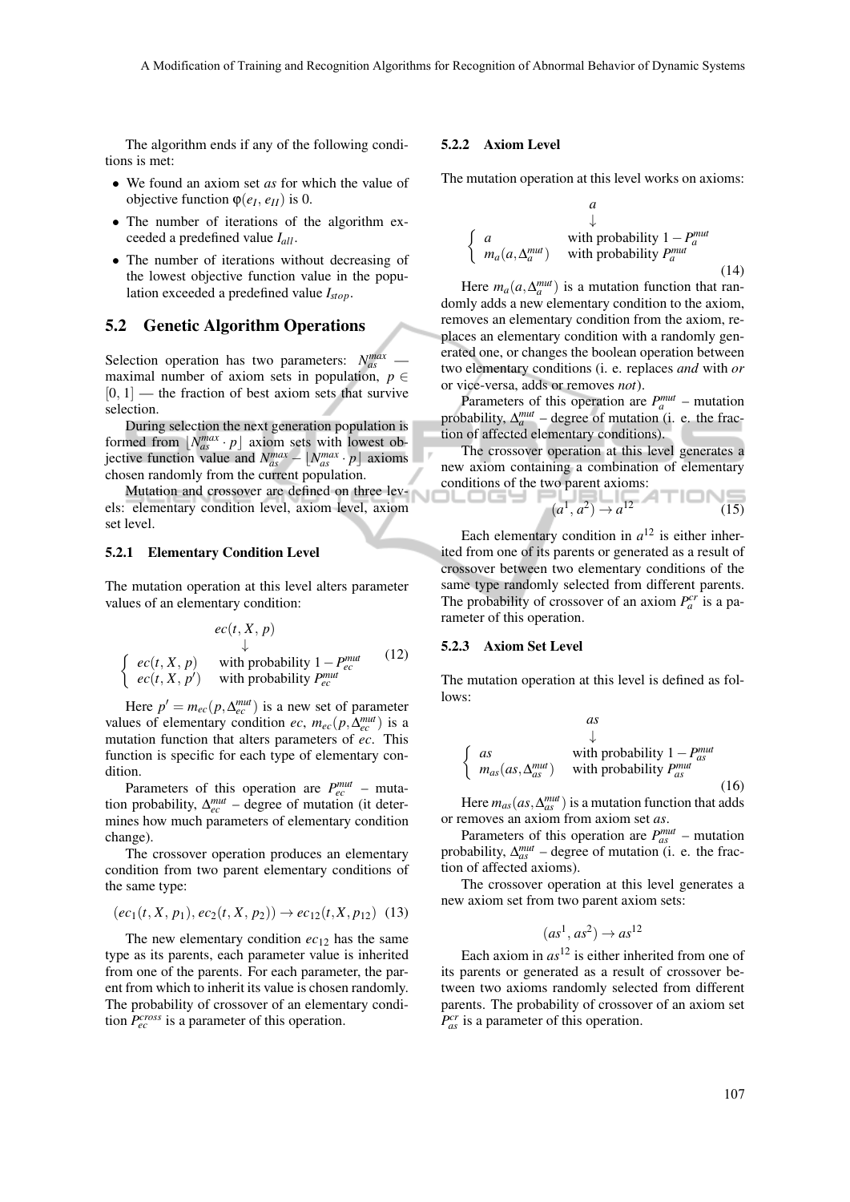The algorithm ends if any of the following conditions is met:

- We found an axiom set *as* for which the value of objective function $\varphi(e_I, e_{II})$ is 0.
- The number of iterations of the algorithm exceeded a predefined value $I_{all}$.
- The number of iterations without decreasing of the lowest objective function value in the population exceeded a predefined value $I_{stop}$.

## 5.2 Genetic Algorithm Operations

Selection operation has two parameters: $N_{as}^{max}$ — maximal number of axiom sets in population, $p \in [0, 1]$ — the fraction of best axiom sets that survive selection.

During selection the next generation population is formed from $\lfloor N_{as}^{max} \cdot p \rfloor$ axiom sets with lowest objective function value and $N_{as}^{max} - \lfloor N_{as}^{max} \cdot p \rfloor$ axioms chosen randomly from the current population.

Mutation and crossover are defined on three levels: elementary condition level, axiom level, axiom set level.

### 5.2.1 Elementary Condition Level

The mutation operation at this level alters parameter values of an elementary condition:

$$\begin{array}{c} ec(t, X, p) \\ \downarrow \\ \left\{ \begin{array}{ll} ec(t, X, p) & \text{with probability } 1 - P_{ec}^{mut} \\ ec(t, X, p') & \text{with probability } P_{ec}^{mut} \end{array} \right. \end{array} \tag{12}$$

Here $p' = m_{ec}(p, \Delta_{ec}^{mut})$ is a new set of parameter values of elementary condition *ec*, $m_{ec}(p, \Delta_{ec}^{mut})$ is a mutation function that alters parameters of *ec*. This function is specific for each type of elementary condition.

Parameters of this operation are $P_{ec}^{mut}$ – mutation probability, $\Delta_{ec}^{mut}$ – degree of mutation (it determines how much parameters of elementary condition change).

The crossover operation produces an elementary condition from two parent elementary conditions of the same type:

$$(ec_1(t, X, p_1), ec_2(t, X, p_2)) \rightarrow ec_{12}(t, X, p_{12}) \tag{13}$$

The new elementary condition $ec_{12}$ has the same type as its parents, each parameter value is inherited from one of the parents. For each parameter, the parent from which to inherit its value is chosen randomly. The probability of crossover of an elementary condition $P_{ec}^{cross}$ is a parameter of this operation.

### 5.2.2 Axiom Level

The mutation operation at this level works on axioms:

$$\begin{array}{c} a \\ \downarrow \\ \left\{ \begin{array}{ll} a & \text{with probability } 1 - P_{a}^{mut} \\ m_a(a, \Delta_{a}^{mut}) & \text{with probability } P_{a}^{mut} \end{array} \right. \end{array} \tag{14}$$

Here $m_a(a, \Delta_a^{mut})$ is a mutation function that randomly adds a new elementary condition to the axiom, removes an elementary condition from the axiom, replaces an elementary condition with a randomly generated one, or changes the boolean operation between two elementary conditions (i. e. replaces *and* with *or* or vice-versa, adds or removes *not*).

Parameters of this operation are $P_a^{mut}$ – mutation probability, $\Delta_a^{mut}$ – degree of mutation (i. e. the fraction of affected elementary conditions).

The crossover operation at this level generates a new axiom containing a combination of elementary conditions of the two parent axioms:

$$(a^1, a^2) \rightarrow a^{12} \tag{15}$$

Each elementary condition in $a^{12}$ is either inherited from one of its parents or generated as a result of crossover between two elementary conditions of the same type randomly selected from different parents. The probability of crossover of an axiom $P_a^{cr}$ is a parameter of this operation.

### 5.2.3 Axiom Set Level

The mutation operation at this level is defined as follows:

$$\begin{array}{c} as \\ \downarrow \\ \left\{ \begin{array}{ll} as & \text{with probability } 1 - P_{as}^{mut} \\ m_{as}(as, \Delta_{as}^{mut}) & \text{with probability } P_{as}^{mut} \end{array} \right. \end{array} \tag{16}$$

Here $m_{as}(as, \Delta_{as}^{mut})$ is a mutation function that adds or removes an axiom from axiom set *as*.

Parameters of this operation are $P_{as}^{mut}$ – mutation probability, $\Delta_{as}^{mut}$ – degree of mutation (i. e. the fraction of affected axioms).

The crossover operation at this level generates a new axiom set from two parent axiom sets:

$$(as^1, as^2) \rightarrow as^{12}$$

Each axiom in $as^{12}$ is either inherited from one of its parents or generated as a result of crossover between two axioms randomly selected from different parents. The probability of crossover of an axiom set $P_{as}^{cr}$ is a parameter of this operation.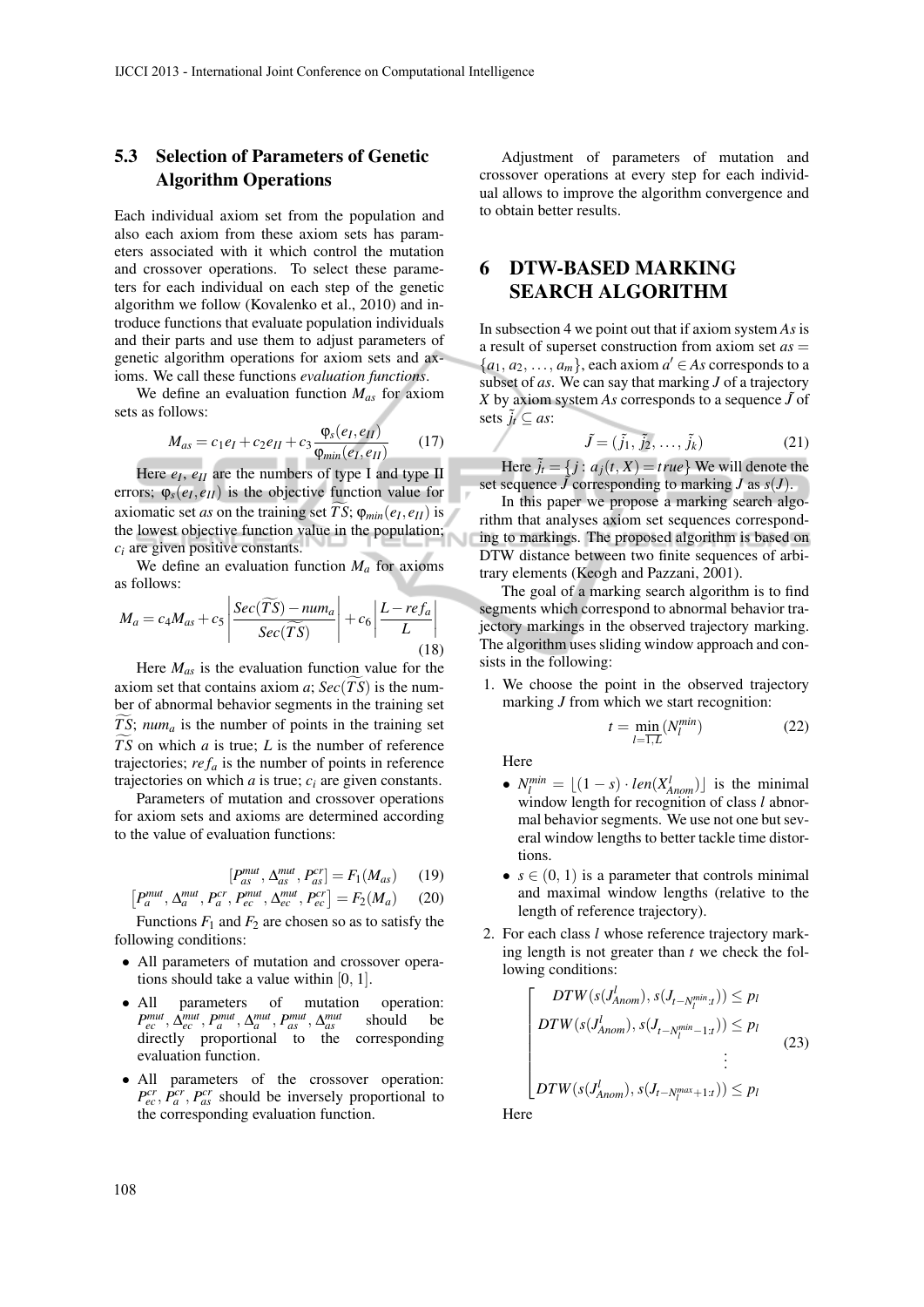### 5.3 Selection of Parameters of Genetic Algorithm Operations

Each individual axiom set from the population and also each axiom from these axiom sets has parameters associated with it which control the mutation and crossover operations. To select these parameters for each individual on each step of the genetic algorithm we follow (Kovalenko et al., 2010) and introduce functions that evaluate population individuals and their parts and use them to adjust parameters of genetic algorithm operations for axiom sets and axioms. We call these functions *evaluation functions*.

We define an evaluation function $M_{as}$ for axiom sets as follows:

$$M_{as} = c_1 e_I + c_2 e_{II} + c_3 \frac{\varphi_s(e_I, e_{II})}{\varphi_{min}(e_I, e_{II})} \quad (17)$$

Here $e_I$, $e_{II}$ are the numbers of type I and type II errors; $\varphi_s(e_I, e_{II})$ is the objective function value for axiomatic set *as* on the training set $\widetilde{TS}$; $\varphi_{min}(e_I, e_{II})$ is the lowest objective function value in the population; $c_i$ are given positive constants.

We define an evaluation function $M_a$ for axioms as follows:

$$M_a = c_4 M_{as} + c_5 \left| \frac{Sec(\widetilde{TS}) - num_a}{Sec(\widetilde{TS})} \right| + c_6 \left| \frac{L - ref_a}{L} \right| \quad (18)$$

Here $M_{as}$ is the evaluation function value for the axiom set that contains axiom $a$; $Sec(\widetilde{TS})$ is the number of abnormal behavior segments in the training set $\widetilde{TS}$; $num_a$ is the number of points in the training set $\widetilde{TS}$ on which $a$ is true; $L$ is the number of reference trajectories; $ref_a$ is the number of points in reference trajectories on which $a$ is true; $c_i$ are given constants.

Parameters of mutation and crossover operations for axiom sets and axioms are determined according to the value of evaluation functions:

$$[P^{mut}_{as}, \Delta^{mut}_{as}, P^{cr}_{as}] = F_1(M_{as}) \quad (19)$$

$$\left[P^{mut}_{a}, \Delta^{mut}_{a}, P^{cr}_{a}, P^{mut}_{ec}, \Delta^{mut}_{ec}, P^{cr}_{ec}\right] = F_2(M_a) \quad (20)$$

Functions $F_1$ and $F_2$ are chosen so as to satisfy the following conditions:

- All parameters of mutation and crossover operations should take a value within $[0, 1]$.
- All parameters of mutation operation: $P^{mut}_{ec}, \Delta^{mut}_{ec}, P^{mut}_{a}, \Delta^{mut}_{a}, P^{mut}_{as}, \Delta^{mut}_{as}$ should be directly proportional to the corresponding evaluation function.
- All parameters of the crossover operation: $P^{cr}_{ec}, P^{cr}_{a}, P^{cr}_{as}$ should be inversely proportional to the corresponding evaluation function.

Adjustment of parameters of mutation and crossover operations at every step for each individual allows to improve the algorithm convergence and to obtain better results.

## 6 DTW-BASED MARKING SEARCH ALGORITHM

In subsection 4 we point out that if axiom system *As* is a result of superset construction from axiom set $as = \{a_1, a_2, \ldots, a_m\}$, each axiom $a' \in As$ corresponds to a subset of *as*. We can say that marking $J$ of a trajectory $X$ by axiom system *As* corresponds to a sequence $\tilde{J}$ of sets $\tilde{j}_t \subseteq as$:

$$\tilde{J} = (\tilde{j}_1, \tilde{j}_2, \ldots, \tilde{j}_k) \quad (21)$$

Here $\tilde{j}_t = \{j : a_j(t, X) = true\}$ We will denote the set sequence $\tilde{J}$ corresponding to marking $J$ as $s(J)$.

In this paper we propose a marking search algorithm that analyses axiom set sequences corresponding to markings. The proposed algorithm is based on DTW distance between two finite sequences of arbitrary elements (Keogh and Pazzani, 2001).

The goal of a marking search algorithm is to find segments which correspond to abnormal behavior trajectory markings in the observed trajectory marking. The algorithm uses sliding window approach and consists in the following:

1. We choose the point in the observed trajectory marking $J$ from which we start recognition:

$$t = \min_{l=\overline{1,L}} (N^{min}_l) \quad (22)$$

   Here

   - $N^{min}_l = \lfloor (1-s) \cdot len(X^l_{Anom}) \rfloor$ is the minimal window length for recognition of class $l$ abnormal behavior segments. We use not one but several window lengths to better tackle time distortions.
   - $s \in (0, 1)$ is a parameter that controls minimal and maximal window lengths (relative to the length of reference trajectory).

2. For each class $l$ whose reference trajectory marking length is not greater than $t$ we check the following conditions:

$$\left[\begin{array}{c} DTW(s(J^l_{Anom}), s(J_{t-N^{min}_l:t})) \leq p_l \\ DTW(s(J^l_{Anom}), s(J_{t-N^{min}_l-1:t})) \leq p_l \\ \vdots \\ DTW(s(J^l_{Anom}), s(J_{t-N^{max}_l+1:t})) \leq p_l \end{array}\right. \quad (23)$$

   Here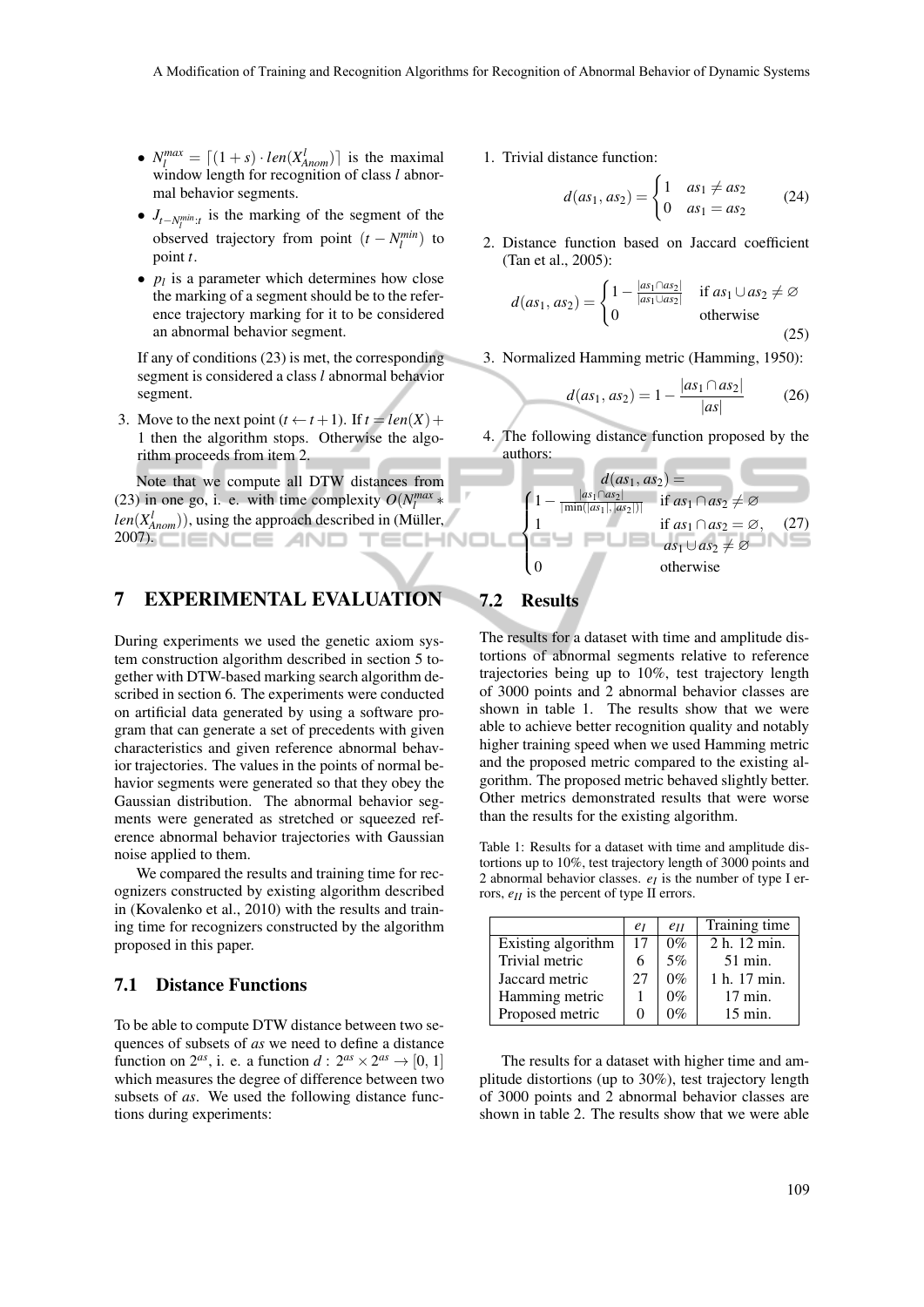- $N_l^{max} = \lceil (1+s) \cdot len(X_{Anom}^l) \rceil$ is the maximal window length for recognition of class $l$ abnormal behavior segments.
- $J_{t-N_l^{min}:t}$ is the marking of the segment of the observed trajectory from point $(t - N_l^{min})$ to point $t$.
- $p_l$ is a parameter which determines how close the marking of a segment should be to the reference trajectory marking for it to be considered an abnormal behavior segment.

  If any of conditions (23) is met, the corresponding segment is considered a class $l$ abnormal behavior segment.

3. Move to the next point ($t \leftarrow t+1$). If $t = len(X)+1$ then the algorithm stops. Otherwise the algorithm proceeds from item 2.

Note that we compute all DTW distances from (23) in one go, i. e. with time complexity $O(N_l^{max} * len(X_{Anom}^l))$, using the approach described in (Müller, 2007).

## 7 EXPERIMENTAL EVALUATION

During experiments we used the genetic axiom system construction algorithm described in section 5 together with DTW-based marking search algorithm described in section 6. The experiments were conducted on artificial data generated by using a software program that can generate a set of precedents with given characteristics and given reference abnormal behavior trajectories. The values in the points of normal behavior segments were generated so that they obey the Gaussian distribution. The abnormal behavior segments were generated as stretched or squeezed reference abnormal behavior trajectories with Gaussian noise applied to them.

We compared the results and training time for recognizers constructed by existing algorithm described in (Kovalenko et al., 2010) with the results and training time for recognizers constructed by the algorithm proposed in this paper.

### 7.1 Distance Functions

To be able to compute DTW distance between two sequences of subsets of $as$ we need to define a distance function on $2^{as}$, i. e. a function $d : 2^{as} \times 2^{as} \to [0,1]$ which measures the degree of difference between two subsets of $as$. We used the following distance functions during experiments:

1. Trivial distance function:

$$d(as_1, as_2) = \begin{cases} 1 & as_1 \neq as_2 \\ 0 & as_1 = as_2 \end{cases} \qquad (24)$$

2. Distance function based on Jaccard coefficient (Tan et al., 2005):

$$d(as_1, as_2) = \begin{cases} 1 - \frac{|as_1 \cap as_2|}{|as_1 \cup as_2|} & \text{if } as_1 \cup as_2 \neq \varnothing \\ 0 & \text{otherwise} \end{cases} \qquad (25)$$

3. Normalized Hamming metric (Hamming, 1950):

$$d(as_1, as_2) = 1 - \frac{|as_1 \cap as_2|}{|as|} \qquad (26)$$

4. The following distance function proposed by the authors:

$$d(as_1, as_2) = \begin{cases} 1 - \frac{|as_1 \cap as_2|}{\min(|as_1|, |as_2|)} & \text{if } as_1 \cap as_2 \neq \varnothing \\ 1 & \text{if } as_1 \cap as_2 = \varnothing, \ as_1 \cup as_2 \neq \varnothing \\ 0 & \text{otherwise} \end{cases} \qquad (27)$$

### 7.2 Results

The results for a dataset with time and amplitude distortions of abnormal segments relative to reference trajectories being up to 10%, test trajectory length of 3000 points and 2 abnormal behavior classes are shown in table 1. The results show that we were able to achieve better recognition quality and notably higher training speed when we used Hamming metric and the proposed metric compared to the existing algorithm. The proposed metric behaved slightly better. Other metrics demonstrated results that were worse than the results for the existing algorithm.

Table 1: Results for a dataset with time and amplitude distortions up to 10%, test trajectory length of 3000 points and 2 abnormal behavior classes. $e_I$ is the number of type I errors, $e_{II}$ is the percent of type II errors.

| | $e_I$ | $e_{II}$ | Training time |
|---|---|---|---|
| Existing algorithm | 17 | 0% | 2 h. 12 min. |
| Trivial metric | 6 | 5% | 51 min. |
| Jaccard metric | 27 | 0% | 1 h. 17 min. |
| Hamming metric | 1 | 0% | 17 min. |
| Proposed metric | 0 | 0% | 15 min. |

The results for a dataset with higher time and amplitude distortions (up to 30%), test trajectory length of 3000 points and 2 abnormal behavior classes are shown in table 2. The results show that we were able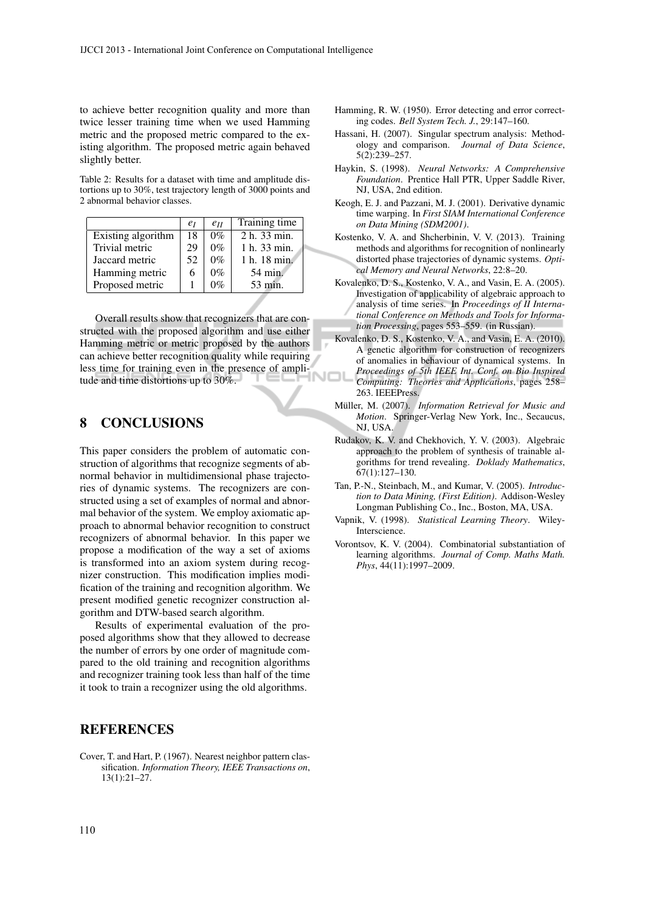to achieve better recognition quality and more than twice lesser training time when we used Hamming metric and the proposed metric compared to the existing algorithm. The proposed metric again behaved slightly better.

Table 2: Results for a dataset with time and amplitude distortions up to 30%, test trajectory length of 3000 points and 2 abnormal behavior classes.

| | $e_I$ | $e_{II}$ | Training time |
|---|---|---|---|
| Existing algorithm | 18 | 0% | 2 h. 33 min. |
| Trivial metric | 29 | 0% | 1 h. 33 min. |
| Jaccard metric | 52 | 0% | 1 h. 18 min. |
| Hamming metric | 6 | 0% | 54 min. |
| Proposed metric | 1 | 0% | 53 min. |

Overall results show that recognizers that are constructed with the proposed algorithm and use either Hamming metric or metric proposed by the authors can achieve better recognition quality while requiring less time for training even in the presence of amplitude and time distortions up to 30%.

## 8 CONCLUSIONS

This paper considers the problem of automatic construction of algorithms that recognize segments of abnormal behavior in multidimensional phase trajectories of dynamic systems. The recognizers are constructed using a set of examples of normal and abnormal behavior of the system. We employ axiomatic approach to abnormal behavior recognition to construct recognizers of abnormal behavior. In this paper we propose a modification of the way a set of axioms is transformed into an axiom system during recognizer construction. This modification implies modification of the training and recognition algorithm. We present modified genetic recognizer construction algorithm and DTW-based search algorithm.

Results of experimental evaluation of the proposed algorithms show that they allowed to decrease the number of errors by one order of magnitude compared to the old training and recognition algorithms and recognizer training took less than half of the time it took to train a recognizer using the old algorithms.

## REFERENCES

Cover, T. and Hart, P. (1967). Nearest neighbor pattern classification. *Information Theory, IEEE Transactions on*, 13(1):21–27.

Hamming, R. W. (1950). Error detecting and error correcting codes. *Bell System Tech. J.*, 29:147–160.

Hassani, H. (2007). Singular spectrum analysis: Methodology and comparison. *Journal of Data Science*, 5(2):239–257.

Haykin, S. (1998). *Neural Networks: A Comprehensive Foundation*. Prentice Hall PTR, Upper Saddle River, NJ, USA, 2nd edition.

Keogh, E. J. and Pazzani, M. J. (2001). Derivative dynamic time warping. In *First SIAM International Conference on Data Mining (SDM2001)*.

Kostenko, V. A. and Shcherbinin, V. V. (2013). Training methods and algorithms for recognition of nonlinearly distorted phase trajectories of dynamic systems. *Optical Memory and Neural Networks*, 22:8–20.

Kovalenko, D. S., Kostenko, V. A., and Vasin, E. A. (2005). Investigation of applicability of algebraic approach to analysis of time series. In *Proceedings of II International Conference on Methods and Tools for Information Processing*, pages 553–559. (in Russian).

Kovalenko, D. S., Kostenko, V. A., and Vasin, E. A. (2010). A genetic algorithm for construction of recognizers of anomalies in behaviour of dynamical systems. In *Proceedings of 5th IEEE Int. Conf. on Bio Inspired Computing: Theories and Applications*, pages 258–263. IEEEPress.

Müller, M. (2007). *Information Retrieval for Music and Motion*. Springer-Verlag New York, Inc., Secaucus, NJ, USA.

Rudakov, K. V. and Chekhovich, Y. V. (2003). Algebraic approach to the problem of synthesis of trainable algorithms for trend revealing. *Doklady Mathematics*, 67(1):127–130.

Tan, P.-N., Steinbach, M., and Kumar, V. (2005). *Introduction to Data Mining, (First Edition)*. Addison-Wesley Longman Publishing Co., Inc., Boston, MA, USA.

Vapnik, V. (1998). *Statistical Learning Theory*. Wiley-Interscience.

Vorontsov, K. V. (2004). Combinatorial substantiation of learning algorithms. *Journal of Comp. Maths Math. Phys*, 44(11):1997–2009.